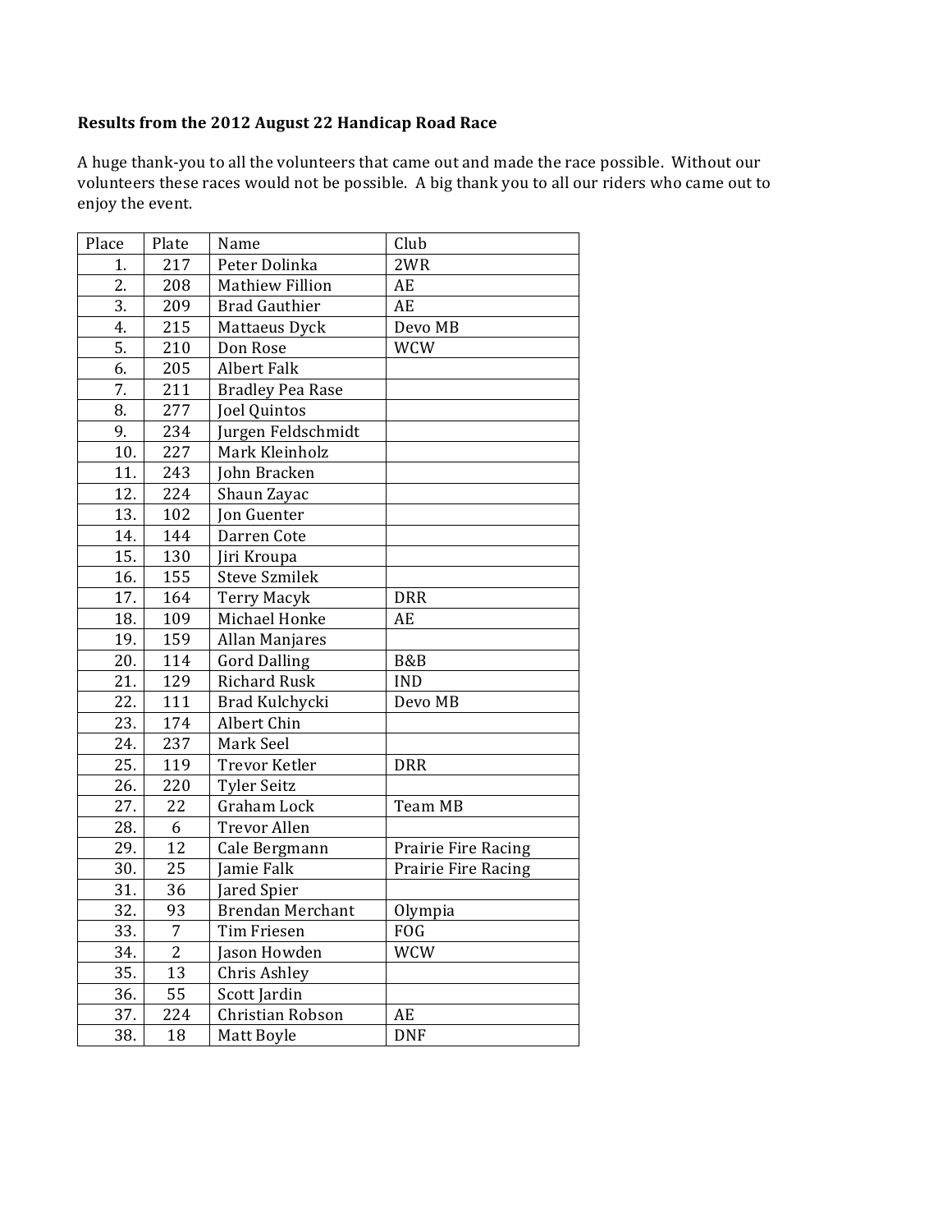**Results from the 2012 August 22 Handicap Road Race**

A huge thank-you to all the volunteers that came out and made the race possible. Without our volunteers these races would not be possible. A big thank you to all our riders who came out to enjoy the event.

| Place | Plate | Name | Club |
|---|---|---|---|
| 1. | 217 | Peter Dolinka | 2WR |
| 2. | 208 | Mathiew Fillion | AE |
| 3. | 209 | Brad Gauthier | AE |
| 4. | 215 | Mattaeus Dyck | Devo MB |
| 5. | 210 | Don Rose | WCW |
| 6. | 205 | Albert Falk | |
| 7. | 211 | Bradley Pea Rase | |
| 8. | 277 | Joel Quintos | |
| 9. | 234 | Jurgen Feldschmidt | |
| 10. | 227 | Mark Kleinholz | |
| 11. | 243 | John Bracken | |
| 12. | 224 | Shaun Zayac | |
| 13. | 102 | Jon Guenter | |
| 14. | 144 | Darren Cote | |
| 15. | 130 | Jiri Kroupa | |
| 16. | 155 | Steve Szmilek | |
| 17. | 164 | Terry Macyk | DRR |
| 18. | 109 | Michael Honke | AE |
| 19. | 159 | Allan Manjares | |
| 20. | 114 | Gord Dalling | B&B |
| 21. | 129 | Richard Rusk | IND |
| 22. | 111 | Brad Kulchycki | Devo MB |
| 23. | 174 | Albert Chin | |
| 24. | 237 | Mark Seel | |
| 25. | 119 | Trevor Ketler | DRR |
| 26. | 220 | Tyler Seitz | |
| 27. | 22 | Graham Lock | Team MB |
| 28. | 6 | Trevor Allen | |
| 29. | 12 | Cale Bergmann | Prairie Fire Racing |
| 30. | 25 | Jamie Falk | Prairie Fire Racing |
| 31. | 36 | Jared Spier | |
| 32. | 93 | Brendan Merchant | Olympia |
| 33. | 7 | Tim Friesen | FOG |
| 34. | 2 | Jason Howden | WCW |
| 35. | 13 | Chris Ashley | |
| 36. | 55 | Scott Jardin | |
| 37. | 224 | Christian Robson | AE |
| 38. | 18 | Matt Boyle | DNF |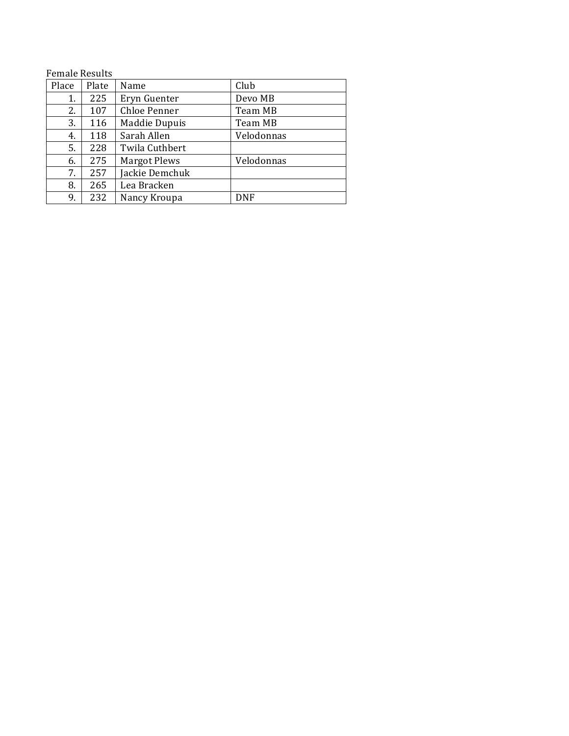Female Results

| Place | Plate | Name | Club |
|---|---|---|---|
| 1. | 225 | Eryn Guenter | Devo MB |
| 2. | 107 | Chloe Penner | Team MB |
| 3. | 116 | Maddie Dupuis | Team MB |
| 4. | 118 | Sarah Allen | Velodonnas |
| 5. | 228 | Twila Cuthbert | |
| 6. | 275 | Margot Plews | Velodonnas |
| 7. | 257 | Jackie Demchuk | |
| 8. | 265 | Lea Bracken | |
| 9. | 232 | Nancy Kroupa | DNF |